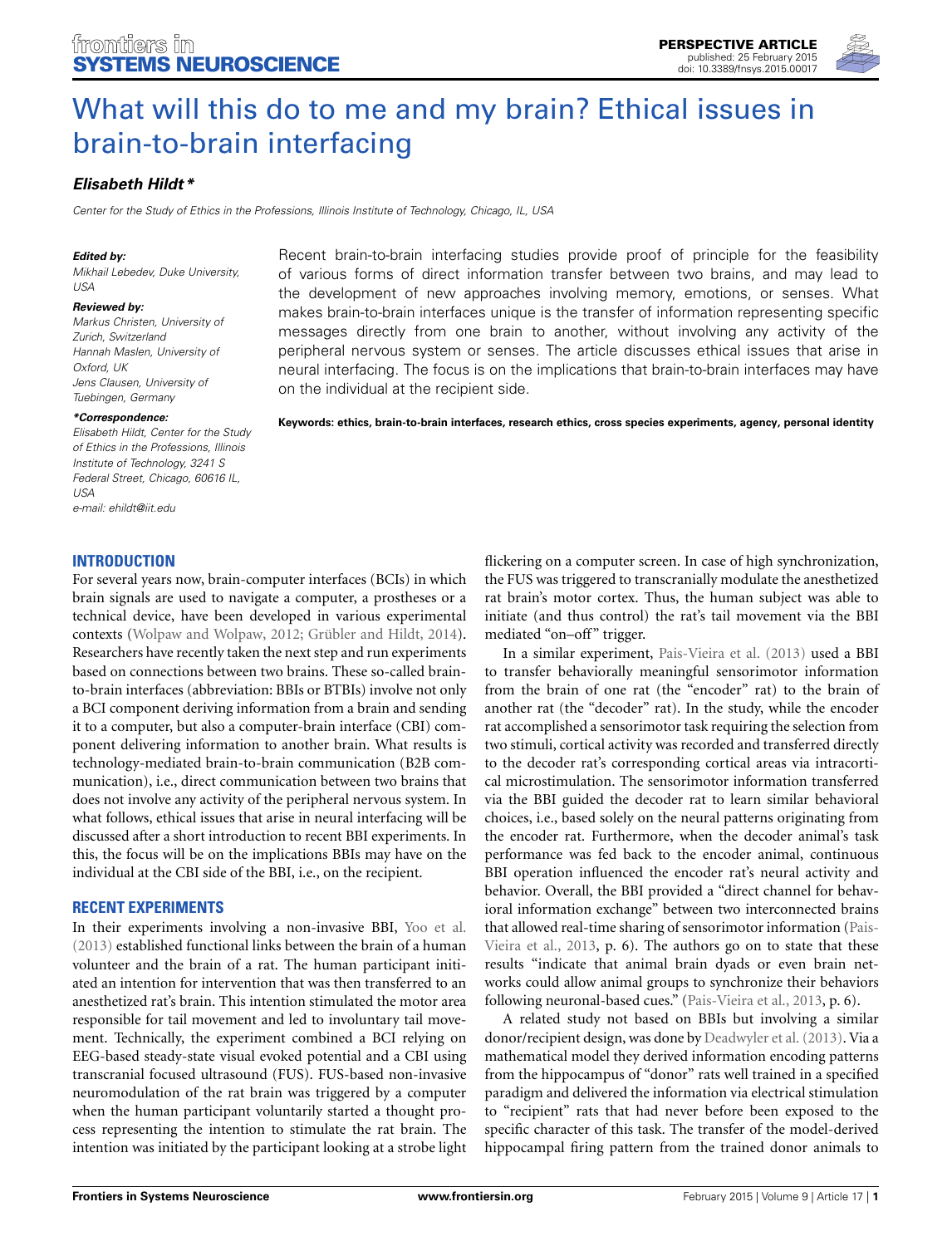PERSPECTIVE ARTICLE
published: 25 February 2015
doi: 10.3389/fnsys.2015.00017

# What will this do to me and my brain? Ethical issues in brain-to-brain interfacing

***Elisabeth Hildt****

*Center for the Study of Ethics in the Professions, Illinois Institute of Technology, Chicago, IL, USA*

***Edited by:***
*Mikhail Lebedev, Duke University, USA*

***Reviewed by:***
*Markus Christen, University of Zurich, Switzerland*
*Hannah Maslen, University of Oxford, UK*
*Jens Clausen, University of Tuebingen, Germany*

***\*Correspondence:***
*Elisabeth Hildt, Center for the Study of Ethics in the Professions, Illinois Institute of Technology, 3241 S Federal Street, Chicago, 60616 IL, USA*
*e-mail: ehildt@iit.edu*

Recent brain-to-brain interfacing studies provide proof of principle for the feasibility of various forms of direct information transfer between two brains, and may lead to the development of new approaches involving memory, emotions, or senses. What makes brain-to-brain interfaces unique is the transfer of information representing specific messages directly from one brain to another, without involving any activity of the peripheral nervous system or senses. The article discusses ethical issues that arise in neural interfacing. The focus is on the implications that brain-to-brain interfaces may have on the individual at the recipient side.

**Keywords: ethics, brain-to-brain interfaces, research ethics, cross species experiments, agency, personal identity**

## INTRODUCTION

For several years now, brain-computer interfaces (BCIs) in which brain signals are used to navigate a computer, a prostheses or a technical device, have been developed in various experimental contexts (Wolpaw and Wolpaw, 2012; Grübler and Hildt, 2014). Researchers have recently taken the next step and run experiments based on connections between two brains. These so-called brain-to-brain interfaces (abbreviation: BBIs or BTBIs) involve not only a BCI component deriving information from a brain and sending it to a computer, but also a computer-brain interface (CBI) component delivering information to another brain. What results is technology-mediated brain-to-brain communication (B2B communication), i.e., direct communication between two brains that does not involve any activity of the peripheral nervous system. In what follows, ethical issues that arise in neural interfacing will be discussed after a short introduction to recent BBI experiments. In this, the focus will be on the implications BBIs may have on the individual at the CBI side of the BBI, i.e., on the recipient.

## RECENT EXPERIMENTS

In their experiments involving a non-invasive BBI, Yoo et al. (2013) established functional links between the brain of a human volunteer and the brain of a rat. The human participant initiated an intention for intervention that was then transferred to an anesthetized rat's brain. This intention stimulated the motor area responsible for tail movement and led to involuntary tail movement. Technically, the experiment combined a BCI relying on EEG-based steady-state visual evoked potential and a CBI using transcranial focused ultrasound (FUS). FUS-based non-invasive neuromodulation of the rat brain was triggered by a computer when the human participant voluntarily started a thought process representing the intention to stimulate the rat brain. The intention was initiated by the participant looking at a strobe light flickering on a computer screen. In case of high synchronization, the FUS was triggered to transcranially modulate the anesthetized rat brain's motor cortex. Thus, the human subject was able to initiate (and thus control) the rat's tail movement via the BBI mediated "on–off" trigger.

In a similar experiment, Pais-Vieira et al. (2013) used a BBI to transfer behaviorally meaningful sensorimotor information from the brain of one rat (the "encoder" rat) to the brain of another rat (the "decoder" rat). In the study, while the encoder rat accomplished a sensorimotor task requiring the selection from two stimuli, cortical activity was recorded and transferred directly to the decoder rat's corresponding cortical areas via intracortical microstimulation. The sensorimotor information transferred via the BBI guided the decoder rat to learn similar behavioral choices, i.e., based solely on the neural patterns originating from the encoder rat. Furthermore, when the decoder animal's task performance was fed back to the encoder animal, continuous BBI operation influenced the encoder rat's neural activity and behavior. Overall, the BBI provided a "direct channel for behavioral information exchange" between two interconnected brains that allowed real-time sharing of sensorimotor information (Pais-Vieira et al., 2013, p. 6). The authors go on to state that these results "indicate that animal brain dyads or even brain networks could allow animal groups to synchronize their behaviors following neuronal-based cues." (Pais-Vieira et al., 2013, p. 6).

A related study not based on BBIs but involving a similar donor/recipient design, was done by Deadwyler et al. (2013). Via a mathematical model they derived information encoding patterns from the hippocampus of "donor" rats well trained in a specified paradigm and delivered the information via electrical stimulation to "recipient" rats that had never before been exposed to the specific character of this task. The transfer of the model-derived hippocampal firing pattern from the trained donor animals to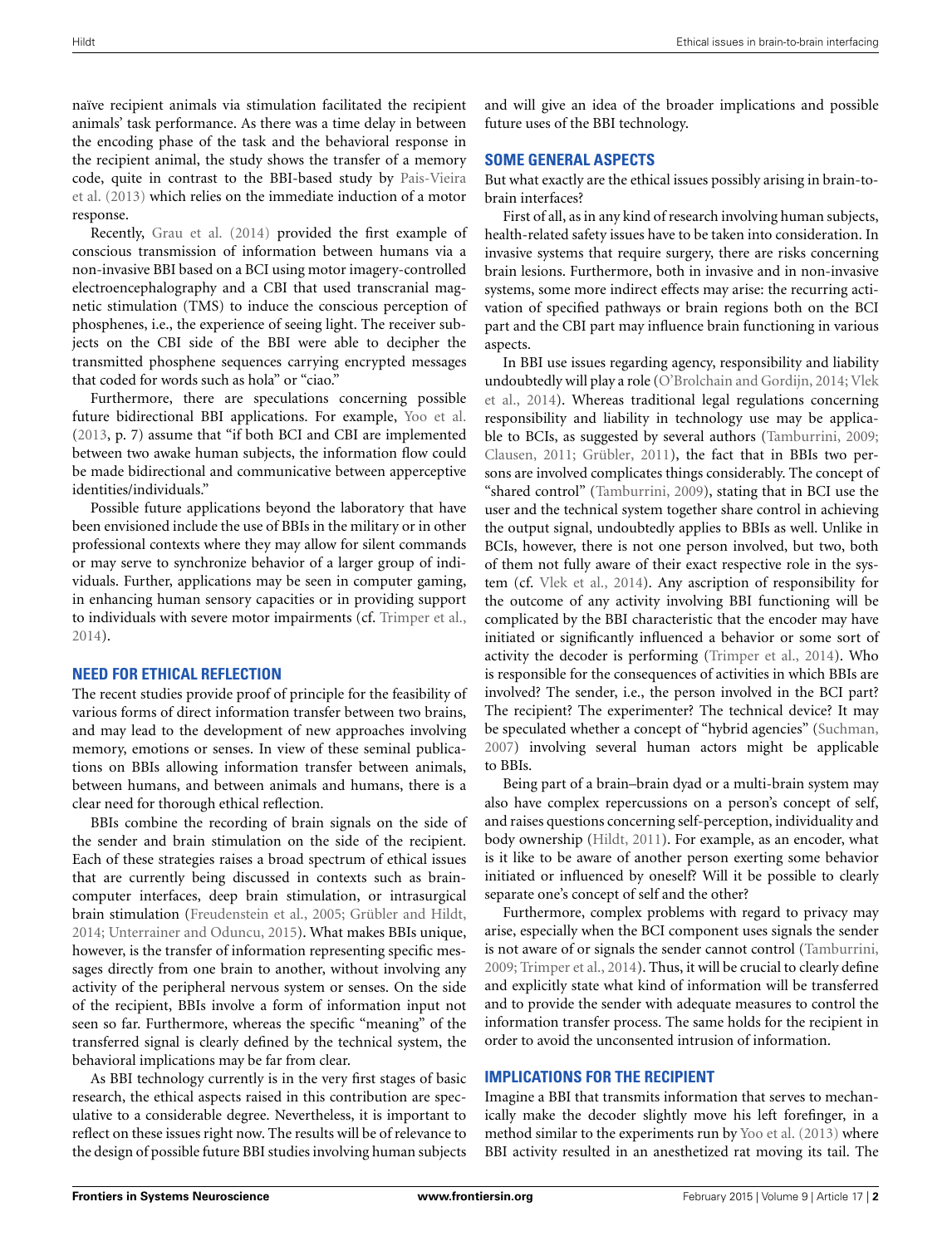naïve recipient animals via stimulation facilitated the recipient animals' task performance. As there was a time delay in between the encoding phase of the task and the behavioral response in the recipient animal, the study shows the transfer of a memory code, quite in contrast to the BBI-based study by Pais-Vieira et al. (2013) which relies on the immediate induction of a motor response.

Recently, Grau et al. (2014) provided the first example of conscious transmission of information between humans via a non-invasive BBI based on a BCI using motor imagery-controlled electroencephalography and a CBI that used transcranial magnetic stimulation (TMS) to induce the conscious perception of phosphenes, i.e., the experience of seeing light. The receiver subjects on the CBI side of the BBI were able to decipher the transmitted phosphene sequences carrying encrypted messages that coded for words such as hola" or "ciao."

Furthermore, there are speculations concerning possible future bidirectional BBI applications. For example, Yoo et al. (2013, p. 7) assume that "if both BCI and CBI are implemented between two awake human subjects, the information flow could be made bidirectional and communicative between apperceptive identities/individuals."

Possible future applications beyond the laboratory that have been envisioned include the use of BBIs in the military or in other professional contexts where they may allow for silent commands or may serve to synchronize behavior of a larger group of individuals. Further, applications may be seen in computer gaming, in enhancing human sensory capacities or in providing support to individuals with severe motor impairments (cf. Trimper et al., 2014).

## NEED FOR ETHICAL REFLECTION

The recent studies provide proof of principle for the feasibility of various forms of direct information transfer between two brains, and may lead to the development of new approaches involving memory, emotions or senses. In view of these seminal publications on BBIs allowing information transfer between animals, between humans, and between animals and humans, there is a clear need for thorough ethical reflection.

BBIs combine the recording of brain signals on the side of the sender and brain stimulation on the side of the recipient. Each of these strategies raises a broad spectrum of ethical issues that are currently being discussed in contexts such as brain-computer interfaces, deep brain stimulation, or intrasurgical brain stimulation (Freudenstein et al., 2005; Grübler and Hildt, 2014; Unterrainer and Oduncu, 2015). What makes BBIs unique, however, is the transfer of information representing specific messages directly from one brain to another, without involving any activity of the peripheral nervous system or senses. On the side of the recipient, BBIs involve a form of information input not seen so far. Furthermore, whereas the specific "meaning" of the transferred signal is clearly defined by the technical system, the behavioral implications may be far from clear.

As BBI technology currently is in the very first stages of basic research, the ethical aspects raised in this contribution are speculative to a considerable degree. Nevertheless, it is important to reflect on these issues right now. The results will be of relevance to the design of possible future BBI studies involving human subjects and will give an idea of the broader implications and possible future uses of the BBI technology.

## SOME GENERAL ASPECTS

But what exactly are the ethical issues possibly arising in brain-to-brain interfaces?

First of all, as in any kind of research involving human subjects, health-related safety issues have to be taken into consideration. In invasive systems that require surgery, there are risks concerning brain lesions. Furthermore, both in invasive and in non-invasive systems, some more indirect effects may arise: the recurring activation of specified pathways or brain regions both on the BCI part and the CBI part may influence brain functioning in various aspects.

In BBI use issues regarding agency, responsibility and liability undoubtedly will play a role (O'Brolchain and Gordijn, 2014; Vlek et al., 2014). Whereas traditional legal regulations concerning responsibility and liability in technology use may be applicable to BCIs, as suggested by several authors (Tamburrini, 2009; Clausen, 2011; Grübler, 2011), the fact that in BBIs two persons are involved complicates things considerably. The concept of "shared control" (Tamburrini, 2009), stating that in BCI use the user and the technical system together share control in achieving the output signal, undoubtedly applies to BBIs as well. Unlike in BCIs, however, there is not one person involved, but two, both of them not fully aware of their exact respective role in the system (cf. Vlek et al., 2014). Any ascription of responsibility for the outcome of any activity involving BBI functioning will be complicated by the BBI characteristic that the encoder may have initiated or significantly influenced a behavior or some sort of activity the decoder is performing (Trimper et al., 2014). Who is responsible for the consequences of activities in which BBIs are involved? The sender, i.e., the person involved in the BCI part? The recipient? The experimenter? The technical device? It may be speculated whether a concept of "hybrid agencies" (Suchman, 2007) involving several human actors might be applicable to BBIs.

Being part of a brain–brain dyad or a multi-brain system may also have complex repercussions on a person's concept of self, and raises questions concerning self-perception, individuality and body ownership (Hildt, 2011). For example, as an encoder, what is it like to be aware of another person exerting some behavior initiated or influenced by oneself? Will it be possible to clearly separate one's concept of self and the other?

Furthermore, complex problems with regard to privacy may arise, especially when the BCI component uses signals the sender is not aware of or signals the sender cannot control (Tamburrini, 2009; Trimper et al., 2014). Thus, it will be crucial to clearly define and explicitly state what kind of information will be transferred and to provide the sender with adequate measures to control the information transfer process. The same holds for the recipient in order to avoid the unconsented intrusion of information.

## IMPLICATIONS FOR THE RECIPIENT

Imagine a BBI that transmits information that serves to mechanically make the decoder slightly move his left forefinger, in a method similar to the experiments run by Yoo et al. (2013) where BBI activity resulted in an anesthetized rat moving its tail. The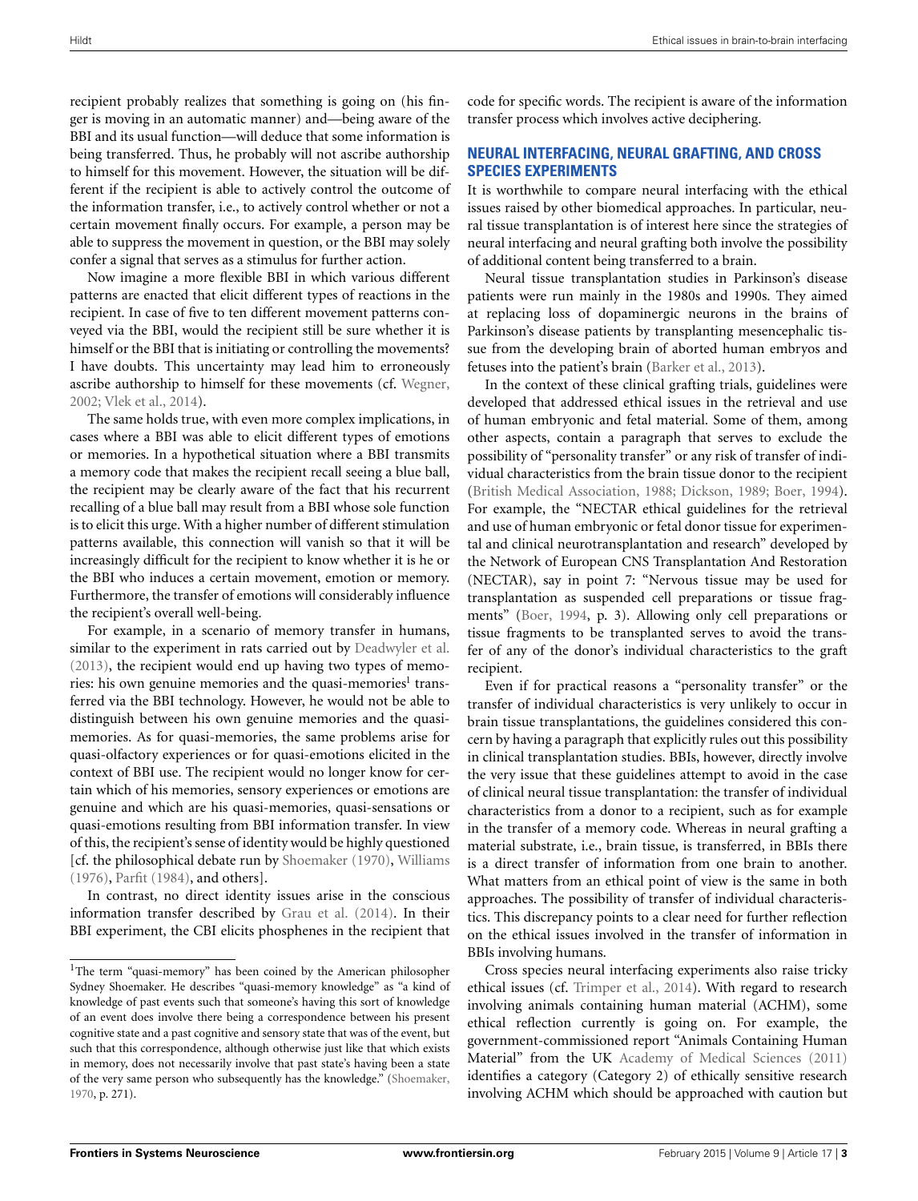recipient probably realizes that something is going on (his finger is moving in an automatic manner) and—being aware of the BBI and its usual function—will deduce that some information is being transferred. Thus, he probably will not ascribe authorship to himself for this movement. However, the situation will be different if the recipient is able to actively control the outcome of the information transfer, i.e., to actively control whether or not a certain movement finally occurs. For example, a person may be able to suppress the movement in question, or the BBI may solely confer a signal that serves as a stimulus for further action.

Now imagine a more flexible BBI in which various different patterns are enacted that elicit different types of reactions in the recipient. In case of five to ten different movement patterns conveyed via the BBI, would the recipient still be sure whether it is himself or the BBI that is initiating or controlling the movements? I have doubts. This uncertainty may lead him to erroneously ascribe authorship to himself for these movements (cf. Wegner, 2002; Vlek et al., 2014).

The same holds true, with even more complex implications, in cases where a BBI was able to elicit different types of emotions or memories. In a hypothetical situation where a BBI transmits a memory code that makes the recipient recall seeing a blue ball, the recipient may be clearly aware of the fact that his recurrent recalling of a blue ball may result from a BBI whose sole function is to elicit this urge. With a higher number of different stimulation patterns available, this connection will vanish so that it will be increasingly difficult for the recipient to know whether it is he or the BBI who induces a certain movement, emotion or memory. Furthermore, the transfer of emotions will considerably influence the recipient's overall well-being.

For example, in a scenario of memory transfer in humans, similar to the experiment in rats carried out by Deadwyler et al. (2013), the recipient would end up having two types of memories: his own genuine memories and the quasi-memories[1] transferred via the BBI technology. However, he would not be able to distinguish between his own genuine memories and the quasi-memories. As for quasi-memories, the same problems arise for quasi-olfactory experiences or for quasi-emotions elicited in the context of BBI use. The recipient would no longer know for certain which of his memories, sensory experiences or emotions are genuine and which are his quasi-memories, quasi-sensations or quasi-emotions resulting from BBI information transfer. In view of this, the recipient's sense of identity would be highly questioned [cf. the philosophical debate run by Shoemaker (1970), Williams (1976), Parfit (1984), and others].

In contrast, no direct identity issues arise in the conscious information transfer described by Grau et al. (2014). In their BBI experiment, the CBI elicits phosphenes in the recipient that code for specific words. The recipient is aware of the information transfer process which involves active deciphering.

## NEURAL INTERFACING, NEURAL GRAFTING, AND CROSS SPECIES EXPERIMENTS

It is worthwhile to compare neural interfacing with the ethical issues raised by other biomedical approaches. In particular, neural tissue transplantation is of interest here since the strategies of neural interfacing and neural grafting both involve the possibility of additional content being transferred to a brain.

Neural tissue transplantation studies in Parkinson's disease patients were run mainly in the 1980s and 1990s. They aimed at replacing loss of dopaminergic neurons in the brains of Parkinson's disease patients by transplanting mesencephalic tissue from the developing brain of aborted human embryos and fetuses into the patient's brain (Barker et al., 2013).

In the context of these clinical grafting trials, guidelines were developed that addressed ethical issues in the retrieval and use of human embryonic and fetal material. Some of them, among other aspects, contain a paragraph that serves to exclude the possibility of "personality transfer" or any risk of transfer of individual characteristics from the brain tissue donor to the recipient (British Medical Association, 1988; Dickson, 1989; Boer, 1994). For example, the "NECTAR ethical guidelines for the retrieval and use of human embryonic or fetal donor tissue for experimental and clinical neurotransplantation and research" developed by the Network of European CNS Transplantation And Restoration (NECTAR), say in point 7: "Nervous tissue may be used for transplantation as suspended cell preparations or tissue fragments" (Boer, 1994, p. 3). Allowing only cell preparations or tissue fragments to be transplanted serves to avoid the transfer of any of the donor's individual characteristics to the graft recipient.

Even if for practical reasons a "personality transfer" or the transfer of individual characteristics is very unlikely to occur in brain tissue transplantations, the guidelines considered this concern by having a paragraph that explicitly rules out this possibility in clinical transplantation studies. BBIs, however, directly involve the very issue that these guidelines attempt to avoid in the case of clinical neural tissue transplantation: the transfer of individual characteristics from a donor to a recipient, such as for example in the transfer of a memory code. Whereas in neural grafting a material substrate, i.e., brain tissue, is transferred, in BBIs there is a direct transfer of information from one brain to another. What matters from an ethical point of view is the same in both approaches. The possibility of transfer of individual characteristics. This discrepancy points to a clear need for further reflection on the ethical issues involved in the transfer of information in BBIs involving humans.

Cross species neural interfacing experiments also raise tricky ethical issues (cf. Trimper et al., 2014). With regard to research involving animals containing human material (ACHM), some ethical reflection currently is going on. For example, the government-commissioned report "Animals Containing Human Material" from the UK Academy of Medical Sciences (2011) identifies a category (Category 2) of ethically sensitive research involving ACHM which should be approached with caution but

[1]The term "quasi-memory" has been coined by the American philosopher Sydney Shoemaker. He describes "quasi-memory knowledge" as "a kind of knowledge of past events such that someone's having this sort of knowledge of an event does involve there being a correspondence between his present cognitive state and a past cognitive and sensory state that was of the event, but such that this correspondence, although otherwise just like that which exists in memory, does not necessarily involve that past state's having been a state of the very same person who subsequently has the knowledge." (Shoemaker, 1970, p. 271).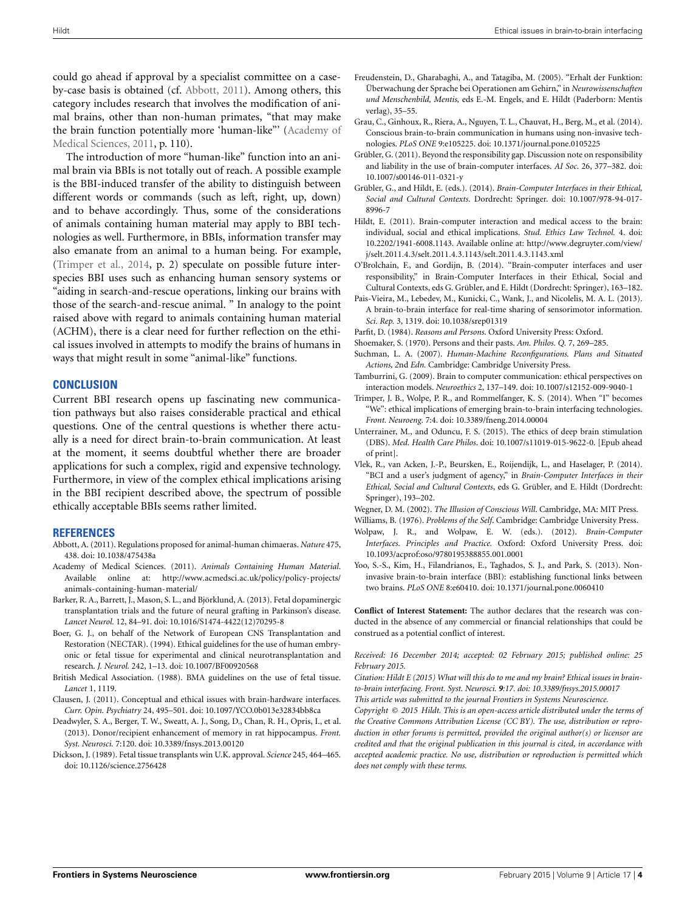could go ahead if approval by a specialist committee on a case-by-case basis is obtained (cf. Abbott, 2011). Among others, this category includes research that involves the modification of animal brains, other than non-human primates, "that may make the brain function potentially more 'human-like"' (Academy of Medical Sciences, 2011, p. 110).

The introduction of more "human-like" function into an animal brain via BBIs is not totally out of reach. A possible example is the BBI-induced transfer of the ability to distinguish between different words or commands (such as left, right, up, down) and to behave accordingly. Thus, some of the considerations of animals containing human material may apply to BBI technologies as well. Furthermore, in BBIs, information transfer may also emanate from an animal to a human being. For example, (Trimper et al., 2014, p. 2) speculate on possible future interspecies BBI uses such as enhancing human sensory systems or "aiding in search-and-rescue operations, linking our brains with those of the search-and-rescue animal. " In analogy to the point raised above with regard to animals containing human material (ACHM), there is a clear need for further reflection on the ethical issues involved in attempts to modify the brains of humans in ways that might result in some "animal-like" functions.

## CONCLUSION

Current BBI research opens up fascinating new communication pathways but also raises considerable practical and ethical questions. One of the central questions is whether there actually is a need for direct brain-to-brain communication. At least at the moment, it seems doubtful whether there are broader applications for such a complex, rigid and expensive technology. Furthermore, in view of the complex ethical implications arising in the BBI recipient described above, the spectrum of possible ethically acceptable BBIs seems rather limited.

## REFERENCES

Abbott, A. (2011). Regulations proposed for animal-human chimaeras. *Nature* 475, 438. doi: 10.1038/475438a

Academy of Medical Sciences. (2011). *Animals Containing Human Material*. Available online at: http://www.acmedsci.ac.uk/policy/policy-projects/animals-containing-human-material/

Barker, R. A., Barrett, J., Mason, S. L., and Björklund, A. (2013). Fetal dopaminergic transplantation trials and the future of neural grafting in Parkinson's disease. *Lancet Neurol.* 12, 84–91. doi: 10.1016/S1474-4422(12)70295-8

Boer, G. J., on behalf of the Network of European CNS Transplantation and Restoration (NECTAR). (1994). Ethical guidelines for the use of human embryonic or fetal tissue for experimental and clinical neurotransplantation and research. *J. Neurol.* 242, 1–13. doi: 10.1007/BF00920568

British Medical Association. (1988). BMA guidelines on the use of fetal tissue. *Lancet* 1, 1119.

Clausen, J. (2011). Conceptual and ethical issues with brain-hardware interfaces. *Curr. Opin. Psychiatry* 24, 495–501. doi: 10.1097/YCO.0b013e32834bb8ca

Deadwyler, S. A., Berger, T. W., Sweatt, A. J., Song, D., Chan, R. H., Opris, I., et al. (2013). Donor/recipient enhancement of memory in rat hippocampus. *Front. Syst. Neurosci.* 7:120. doi: 10.3389/fnsys.2013.00120

Dickson, J. (1989). Fetal tissue transplants win U.K. approval. *Science* 245, 464–465. doi: 10.1126/science.2756428

Freudenstein, D., Gharabaghi, A., and Tatagiba, M. (2005). "Erhalt der Funktion: Überwachung der Sprache bei Operationen am Gehirn," in *Neurowissenschaften und Menschenbild, Mentis*, eds E.-M. Engels, and E. Hildt (Paderborn: Mentis verlag), 35–55.

Grau, C., Ginhoux, R., Riera, A., Nguyen, T. L., Chauvat, H., Berg, M., et al. (2014). Conscious brain-to-brain communication in humans using non-invasive technologies. *PLoS ONE* 9:e105225. doi: 10.1371/journal.pone.0105225

Grübler, G. (2011). Beyond the responsibility gap. Discussion note on responsibility and liability in the use of brain-computer interfaces. *AI Soc.* 26, 377–382. doi: 10.1007/s00146-011-0321-y

Grübler, G., and Hildt, E. (eds.). (2014). *Brain-Computer Interfaces in their Ethical, Social and Cultural Contexts*. Dordrecht: Springer. doi: 10.1007/978-94-017-8996-7

Hildt, E. (2011). Brain-computer interaction and medical access to the brain: individual, social and ethical implications. *Stud. Ethics Law Technol.* 4. doi: 10.2202/1941-6008.1143. Available online at: http://www.degruyter.com/view/j/selt.2011.4.3/selt.2011.4.3.1143/selt.2011.4.3.1143.xml

O'Brolchain, F., and Gordijn, B. (2014). "Brain-computer interfaces and user responsibility," in Brain-Computer Interfaces in their Ethical, Social and Cultural Contexts, eds G. Grübler, and E. Hildt (Dordrecht: Springer), 163–182.

Pais-Vieira, M., Lebedev, M., Kunicki, C., Wank, J., and Nicolelis, M. A. L. (2013). A brain-to-brain interface for real-time sharing of sensorimotor information. *Sci. Rep.* 3, 1319. doi: 10.1038/srep01319

Parfit, D. (1984). *Reasons and Persons*. Oxford University Press: Oxford.

Shoemaker, S. (1970). Persons and their pasts. *Am. Philos. Q.* 7, 269–285.

Suchman, L. A. (2007). *Human-Machine Reconfigurations. Plans and Situated Actions, 2*nd *Edn.* Cambridge: Cambridge University Press.

Tamburrini, G. (2009). Brain to computer communication: ethical perspectives on interaction models. *Neuroethics* 2, 137–149. doi: 10.1007/s12152-009-9040-1

Trimper, J. B., Wolpe, P. R., and Rommelfanger, K. S. (2014). When "I" becomes "We": ethical implications of emerging brain-to-brain interfacing technologies. *Front. Neuroeng.* 7:4. doi: 10.3389/fneng.2014.00004

Unterrainer, M., and Oduncu, F. S. (2015). The ethics of deep brain stimulation (DBS). *Med. Health Care Philos*. doi: 10.1007/s11019-015-9622-0. [Epub ahead of print].

Vlek, R., van Acken, J.-P., Beursken, E., Roijendijk, L., and Haselager, P. (2014). "BCI and a user's judgment of agency," in *Brain-Computer Interfaces in their Ethical, Social and Cultural Contexts*, eds G. Grübler, and E. Hildt (Dordrecht: Springer), 193–202.

Wegner, D. M. (2002). *The Illusion of Conscious Will*. Cambridge, MA: MIT Press.

Williams, B. (1976). *Problems of the Self*. Cambridge: Cambridge University Press.

Wolpaw, J. R., and Wolpaw, E. W. (eds.). (2012). *Brain-Computer Interfaces. Principles and Practice.* Oxford: Oxford University Press. doi: 10.1093/acprof:oso/9780195388855.001.0001

Yoo, S.-S., Kim, H., Filandrianos, E., Taghados, S. J., and Park, S. (2013). Non-invasive brain-to-brain interface (BBI): establishing functional links between two brains. *PLoS ONE* 8:e60410. doi: 10.1371/journal.pone.0060410

**Conflict of Interest Statement:** The author declares that the research was conducted in the absence of any commercial or financial relationships that could be construed as a potential conflict of interest.

*Received: 16 December 2014; accepted: 02 February 2015; published online: 25 February 2015.*

*Citation: Hildt E (2015) What will this do to me and my brain? Ethical issues in brain-to-brain interfacing. Front. Syst. Neurosci.* ***9****:17. doi: 10.3389/fnsys.2015.00017*

*This article was submitted to the journal Frontiers in Systems Neuroscience.*

*Copyright © 2015 Hildt. This is an open-access article distributed under the terms of the Creative Commons Attribution License (CC BY). The use, distribution or reproduction in other forums is permitted, provided the original author(s) or licensor are credited and that the original publication in this journal is cited, in accordance with accepted academic practice. No use, distribution or reproduction is permitted which does not comply with these terms.*